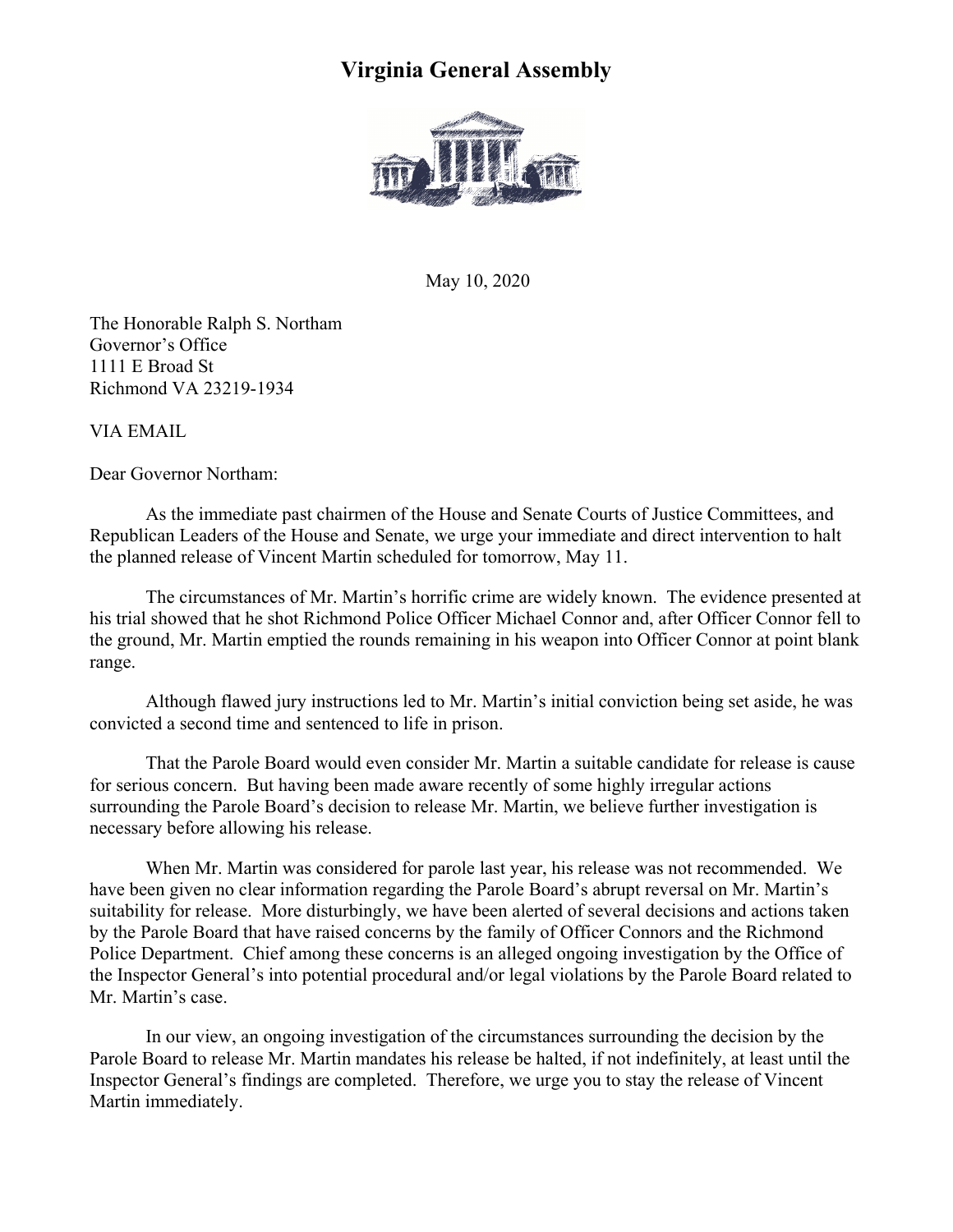# Virginia General Assembly

May 10, 2020

The Honorable Ralph S. Northam
Governor's Office
1111 E Broad St
Richmond VA 23219-1934

VIA EMAIL

Dear Governor Northam:

As the immediate past chairmen of the House and Senate Courts of Justice Committees, and Republican Leaders of the House and Senate, we urge your immediate and direct intervention to halt the planned release of Vincent Martin scheduled for tomorrow, May 11.

The circumstances of Mr. Martin's horrific crime are widely known. The evidence presented at his trial showed that he shot Richmond Police Officer Michael Connor and, after Officer Connor fell to the ground, Mr. Martin emptied the rounds remaining in his weapon into Officer Connor at point blank range.

Although flawed jury instructions led to Mr. Martin's initial conviction being set aside, he was convicted a second time and sentenced to life in prison.

That the Parole Board would even consider Mr. Martin a suitable candidate for release is cause for serious concern. But having been made aware recently of some highly irregular actions surrounding the Parole Board's decision to release Mr. Martin, we believe further investigation is necessary before allowing his release.

When Mr. Martin was considered for parole last year, his release was not recommended. We have been given no clear information regarding the Parole Board's abrupt reversal on Mr. Martin's suitability for release. More disturbingly, we have been alerted of several decisions and actions taken by the Parole Board that have raised concerns by the family of Officer Connors and the Richmond Police Department. Chief among these concerns is an alleged ongoing investigation by the Office of the Inspector General's into potential procedural and/or legal violations by the Parole Board related to Mr. Martin's case.

In our view, an ongoing investigation of the circumstances surrounding the decision by the Parole Board to release Mr. Martin mandates his release be halted, if not indefinitely, at least until the Inspector General's findings are completed. Therefore, we urge you to stay the release of Vincent Martin immediately.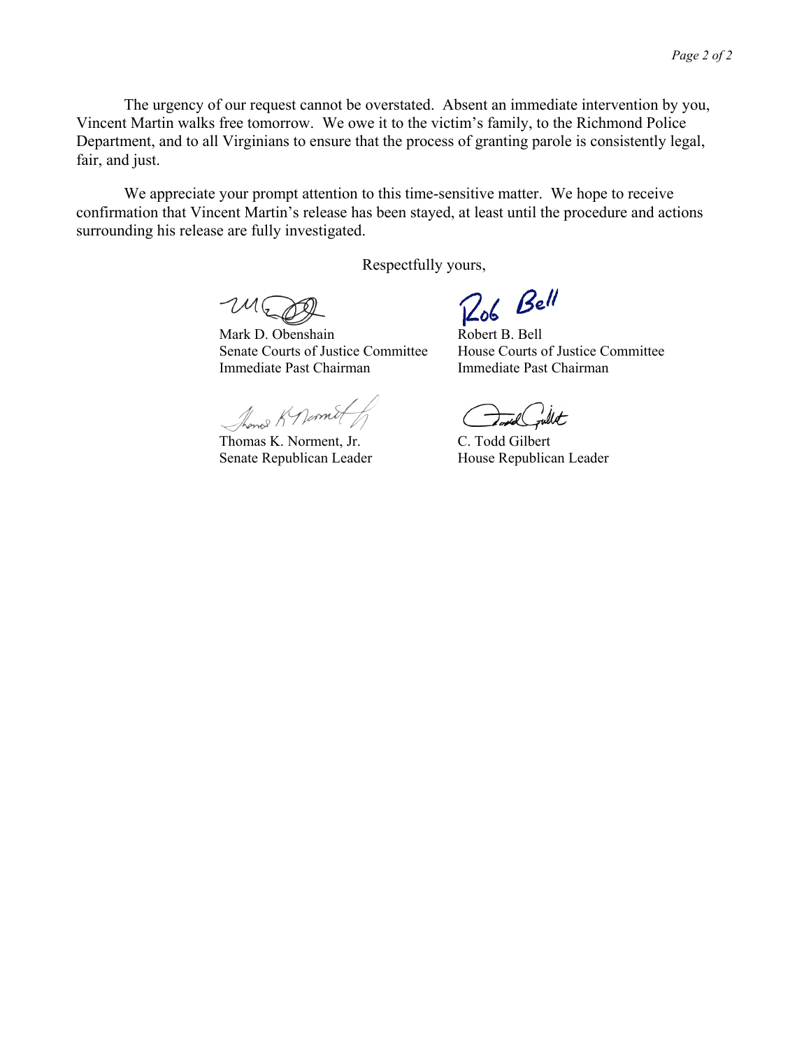The urgency of our request cannot be overstated. Absent an immediate intervention by you, Vincent Martin walks free tomorrow. We owe it to the victim's family, to the Richmond Police Department, and to all Virginians to ensure that the process of granting parole is consistently legal, fair, and just.

We appreciate your prompt attention to this time-sensitive matter. We hope to receive confirmation that Vincent Martin's release has been stayed, at least until the procedure and actions surrounding his release are fully investigated.

Respectfully yours,

Mark D. Obenshain
Senate Courts of Justice Committee
Immediate Past Chairman

Robert B. Bell
House Courts of Justice Committee
Immediate Past Chairman

Thomas K. Norment, Jr.
Senate Republican Leader

C. Todd Gilbert
House Republican Leader